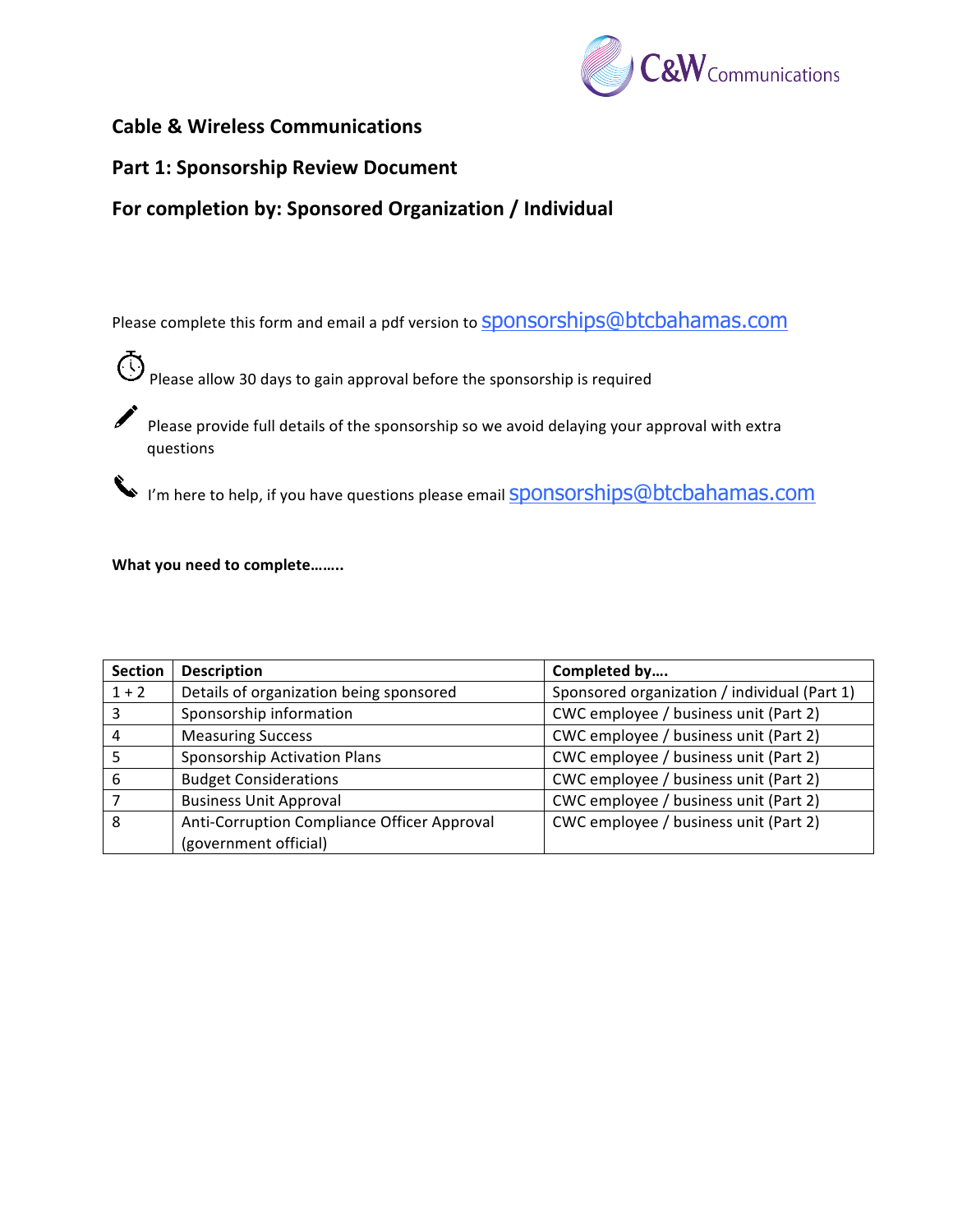C&W Communications

## Cable & Wireless Communications

## Part 1: Sponsorship Review Document

## For completion by: Sponsored Organization / Individual

Please complete this form and email a pdf version to sponsorships@btcbahamas.com

Please allow 30 days to gain approval before the sponsorship is required

Please provide full details of the sponsorship so we avoid delaying your approval with extra questions

I'm here to help, if you have questions please email sponsorships@btcbahamas.com

**What you need to complete……..**

| Section | Description | Completed by…. |
|---|---|---|
| 1 + 2 | Details of organization being sponsored | Sponsored organization / individual (Part 1) |
| 3 | Sponsorship information | CWC employee / business unit (Part 2) |
| 4 | Measuring Success | CWC employee / business unit (Part 2) |
| 5 | Sponsorship Activation Plans | CWC employee / business unit (Part 2) |
| 6 | Budget Considerations | CWC employee / business unit (Part 2) |
| 7 | Business Unit Approval | CWC employee / business unit (Part 2) |
| 8 | Anti-Corruption Compliance Officer Approval (government official) | CWC employee / business unit (Part 2) |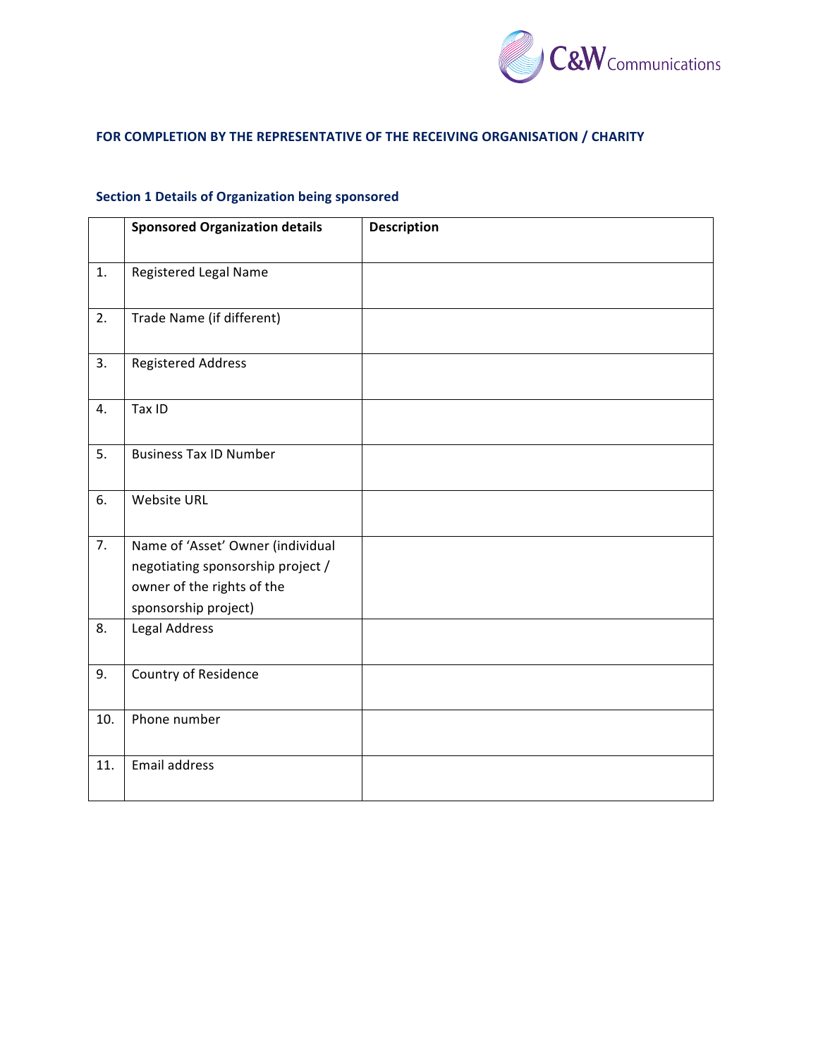**FOR COMPLETION BY THE REPRESENTATIVE OF THE RECEIVING ORGANISATION / CHARITY**

### Section 1 Details of Organization being sponsored

| | Sponsored Organization details | Description |
|---|---|---|
| 1. | Registered Legal Name | |
| 2. | Trade Name (if different) | |
| 3. | Registered Address | |
| 4. | Tax ID | |
| 5. | Business Tax ID Number | |
| 6. | Website URL | |
| 7. | Name of 'Asset' Owner (individual negotiating sponsorship project / owner of the rights of the sponsorship project) | |
| 8. | Legal Address | |
| 9. | Country of Residence | |
| 10. | Phone number | |
| 11. | Email address | |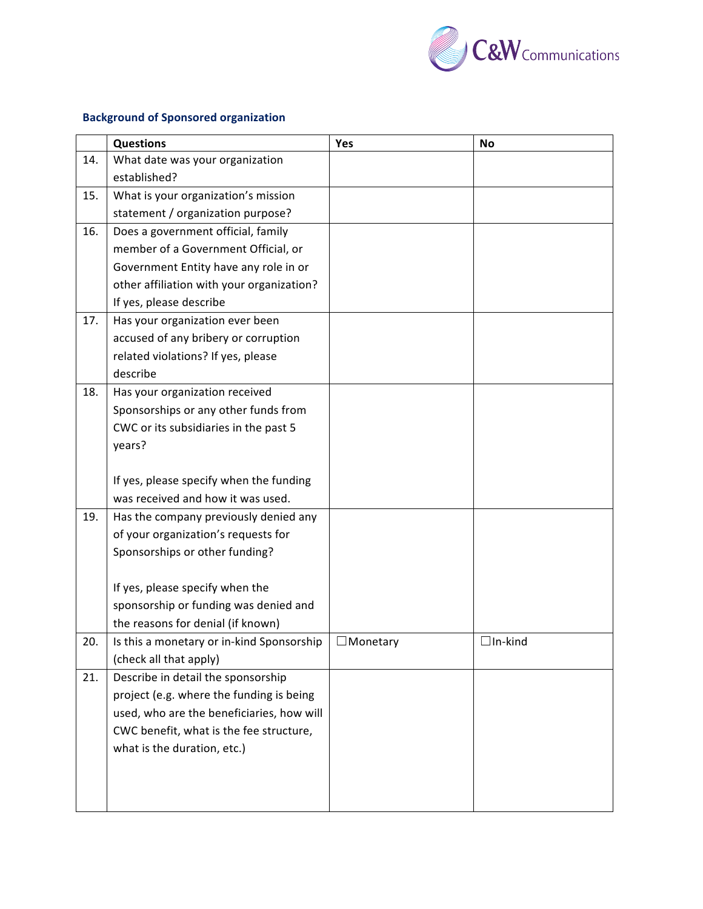### Background of Sponsored organization

| | Questions | Yes | No |
|---|---|---|---|
| 14. | What date was your organization established? | | |
| 15. | What is your organization's mission statement / organization purpose? | | |
| 16. | Does a government official, family member of a Government Official, or Government Entity have any role in or other affiliation with your organization? If yes, please describe | | |
| 17. | Has your organization ever been accused of any bribery or corruption related violations? If yes, please describe | | |
| 18. | Has your organization received Sponsorships or any other funds from CWC or its subsidiaries in the past 5 years?<br><br>If yes, please specify when the funding was received and how it was used. | | |
| 19. | Has the company previously denied any of your organization's requests for Sponsorships or other funding?<br><br>If yes, please specify when the sponsorship or funding was denied and the reasons for denial (if known) | | |
| 20. | Is this a monetary or in-kind Sponsorship (check all that apply) | ☐Monetary | ☐In-kind |
| 21. | Describe in detail the sponsorship project (e.g. where the funding is being used, who are the beneficiaries, how will CWC benefit, what is the fee structure, what is the duration, etc.) | | |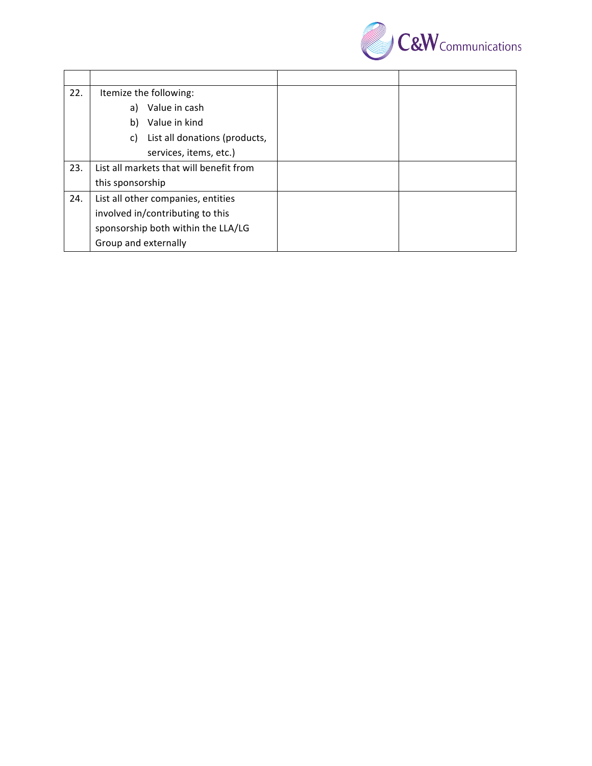| | | | |
|---|---|---|---|
| 22. | Itemize the following:<br>a) Value in cash<br>b) Value in kind<br>c) List all donations (products, services, items, etc.) | | |
| 23. | List all markets that will benefit from this sponsorship | | |
| 24. | List all other companies, entities involved in/contributing to this sponsorship both within the LLA/LG Group and externally | | |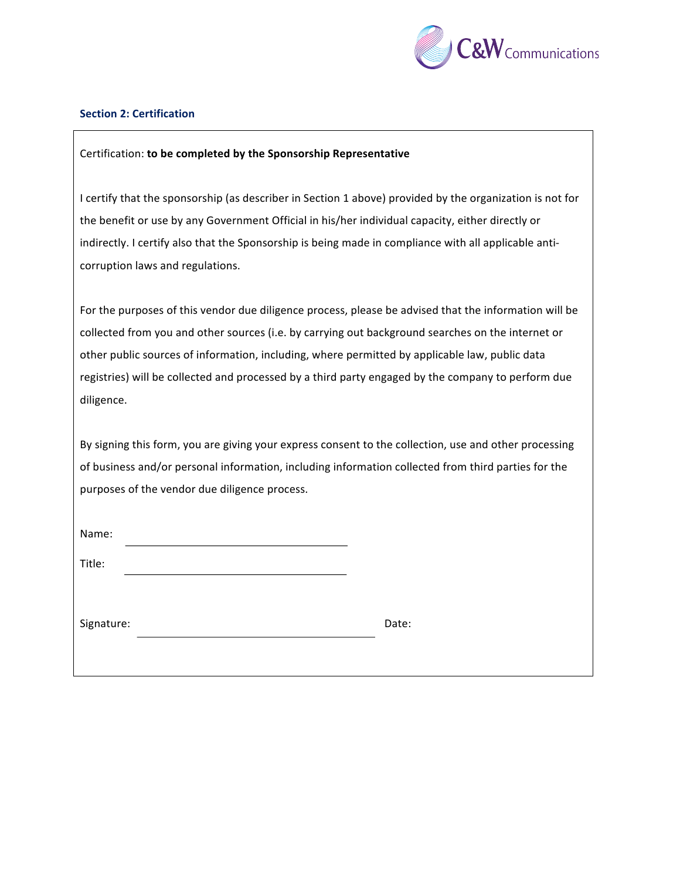### Section 2: Certification

Certification: **to be completed by the Sponsorship Representative**

I certify that the sponsorship (as describer in Section 1 above) provided by the organization is not for the benefit or use by any Government Official in his/her individual capacity, either directly or indirectly. I certify also that the Sponsorship is being made in compliance with all applicable anti-corruption laws and regulations.

For the purposes of this vendor due diligence process, please be advised that the information will be collected from you and other sources (i.e. by carrying out background searches on the internet or other public sources of information, including, where permitted by applicable law, public data registries) will be collected and processed by a third party engaged by the company to perform due diligence.

By signing this form, you are giving your express consent to the collection, use and other processing of business and/or personal information, including information collected from third parties for the purposes of the vendor due diligence process.

Name: ______________________________

Title: ______________________________

Signature: ______________________________ Date: